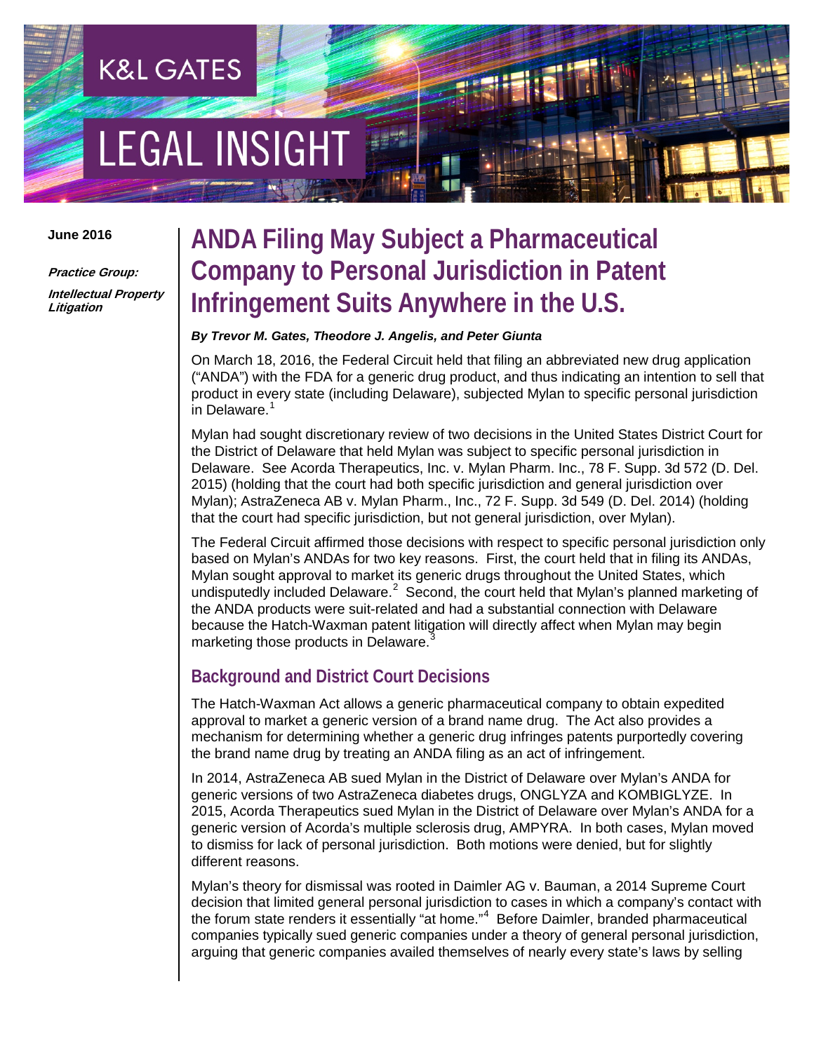K&L GATES

LEGAL INSIGHT

**June 2016**

***Practice Group:***

***Intellectual Property Litigation***

# ANDA Filing May Subject a Pharmaceutical Company to Personal Jurisdiction in Patent Infringement Suits Anywhere in the U.S.

***By Trevor M. Gates, Theodore J. Angelis, and Peter Giunta***

On March 18, 2016, the Federal Circuit held that filing an abbreviated new drug application ("ANDA") with the FDA for a generic drug product, and thus indicating an intention to sell that product in every state (including Delaware), subjected Mylan to specific personal jurisdiction in Delaware.[1]

Mylan had sought discretionary review of two decisions in the United States District Court for the District of Delaware that held Mylan was subject to specific personal jurisdiction in Delaware. See Acorda Therapeutics, Inc. v. Mylan Pharm. Inc., 78 F. Supp. 3d 572 (D. Del. 2015) (holding that the court had both specific jurisdiction and general jurisdiction over Mylan); AstraZeneca AB v. Mylan Pharm., Inc., 72 F. Supp. 3d 549 (D. Del. 2014) (holding that the court had specific jurisdiction, but not general jurisdiction, over Mylan).

The Federal Circuit affirmed those decisions with respect to specific personal jurisdiction only based on Mylan's ANDAs for two key reasons. First, the court held that in filing its ANDAs, Mylan sought approval to market its generic drugs throughout the United States, which undisputedly included Delaware.[2] Second, the court held that Mylan's planned marketing of the ANDA products were suit-related and had a substantial connection with Delaware because the Hatch-Waxman patent litigation will directly affect when Mylan may begin marketing those products in Delaware.[3]

## Background and District Court Decisions

The Hatch-Waxman Act allows a generic pharmaceutical company to obtain expedited approval to market a generic version of a brand name drug. The Act also provides a mechanism for determining whether a generic drug infringes patents purportedly covering the brand name drug by treating an ANDA filing as an act of infringement.

In 2014, AstraZeneca AB sued Mylan in the District of Delaware over Mylan's ANDA for generic versions of two AstraZeneca diabetes drugs, ONGLYZA and KOMBIGLYZE. In 2015, Acorda Therapeutics sued Mylan in the District of Delaware over Mylan's ANDA for a generic version of Acorda's multiple sclerosis drug, AMPYRA. In both cases, Mylan moved to dismiss for lack of personal jurisdiction. Both motions were denied, but for slightly different reasons.

Mylan's theory for dismissal was rooted in Daimler AG v. Bauman, a 2014 Supreme Court decision that limited general personal jurisdiction to cases in which a company's contact with the forum state renders it essentially "at home."[4] Before Daimler, branded pharmaceutical companies typically sued generic companies under a theory of general personal jurisdiction, arguing that generic companies availed themselves of nearly every state's laws by selling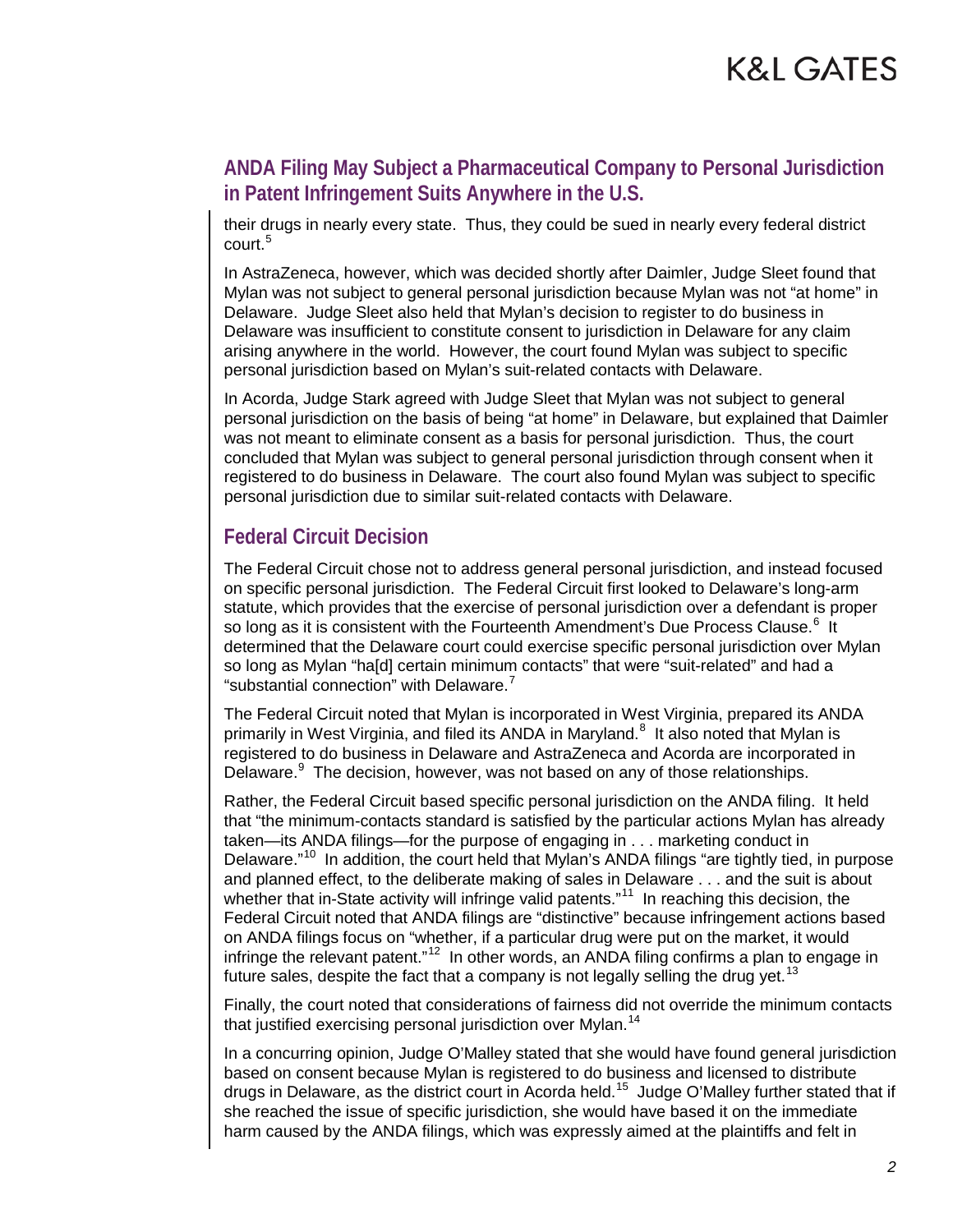their drugs in nearly every state. Thus, they could be sued in nearly every federal district court.[5]

In AstraZeneca, however, which was decided shortly after Daimler, Judge Sleet found that Mylan was not subject to general personal jurisdiction because Mylan was not "at home" in Delaware. Judge Sleet also held that Mylan's decision to register to do business in Delaware was insufficient to constitute consent to jurisdiction in Delaware for any claim arising anywhere in the world. However, the court found Mylan was subject to specific personal jurisdiction based on Mylan's suit-related contacts with Delaware.

In Acorda, Judge Stark agreed with Judge Sleet that Mylan was not subject to general personal jurisdiction on the basis of being "at home" in Delaware, but explained that Daimler was not meant to eliminate consent as a basis for personal jurisdiction. Thus, the court concluded that Mylan was subject to general personal jurisdiction through consent when it registered to do business in Delaware. The court also found Mylan was subject to specific personal jurisdiction due to similar suit-related contacts with Delaware.

## Federal Circuit Decision

The Federal Circuit chose not to address general personal jurisdiction, and instead focused on specific personal jurisdiction. The Federal Circuit first looked to Delaware's long-arm statute, which provides that the exercise of personal jurisdiction over a defendant is proper so long as it is consistent with the Fourteenth Amendment's Due Process Clause.[6] It determined that the Delaware court could exercise specific personal jurisdiction over Mylan so long as Mylan "ha[d] certain minimum contacts" that were "suit-related" and had a "substantial connection" with Delaware.[7]

The Federal Circuit noted that Mylan is incorporated in West Virginia, prepared its ANDA primarily in West Virginia, and filed its ANDA in Maryland.[8] It also noted that Mylan is registered to do business in Delaware and AstraZeneca and Acorda are incorporated in Delaware.[9] The decision, however, was not based on any of those relationships.

Rather, the Federal Circuit based specific personal jurisdiction on the ANDA filing. It held that "the minimum-contacts standard is satisfied by the particular actions Mylan has already taken—its ANDA filings—for the purpose of engaging in . . . marketing conduct in Delaware."[10] In addition, the court held that Mylan's ANDA filings "are tightly tied, in purpose and planned effect, to the deliberate making of sales in Delaware . . . and the suit is about whether that in-State activity will infringe valid patents."[11] In reaching this decision, the Federal Circuit noted that ANDA filings are "distinctive" because infringement actions based on ANDA filings focus on "whether, if a particular drug were put on the market, it would infringe the relevant patent."[12] In other words, an ANDA filing confirms a plan to engage in future sales, despite the fact that a company is not legally selling the drug yet.[13]

Finally, the court noted that considerations of fairness did not override the minimum contacts that justified exercising personal jurisdiction over Mylan.[14]

In a concurring opinion, Judge O'Malley stated that she would have found general jurisdiction based on consent because Mylan is registered to do business and licensed to distribute drugs in Delaware, as the district court in Acorda held.[15] Judge O'Malley further stated that if she reached the issue of specific jurisdiction, she would have based it on the immediate harm caused by the ANDA filings, which was expressly aimed at the plaintiffs and felt in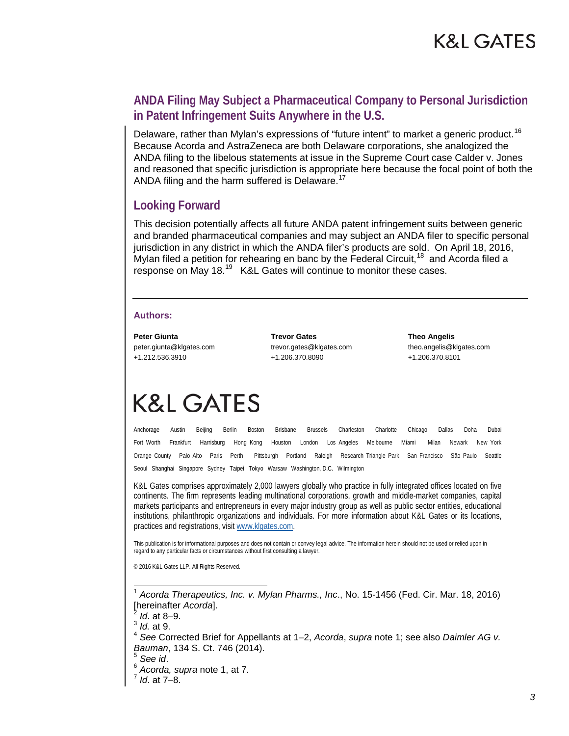## ANDA Filing May Subject a Pharmaceutical Company to Personal Jurisdiction in Patent Infringement Suits Anywhere in the U.S.

Delaware, rather than Mylan's expressions of "future intent" to market a generic product.[16] Because Acorda and AstraZeneca are both Delaware corporations, she analogized the ANDA filing to the libelous statements at issue in the Supreme Court case Calder v. Jones and reasoned that specific jurisdiction is appropriate here because the focal point of both the ANDA filing and the harm suffered is Delaware.[17]

## Looking Forward

This decision potentially affects all future ANDA patent infringement suits between generic and branded pharmaceutical companies and may subject an ANDA filer to specific personal jurisdiction in any district in which the ANDA filer's products are sold. On April 18, 2016, Mylan filed a petition for rehearing en banc by the Federal Circuit,[18] and Acorda filed a response on May 18.[19] K&L Gates will continue to monitor these cases.

---

**Authors:**

**Peter Giunta**
peter.giunta@klgates.com
+1.212.536.3910

**Trevor Gates**
trevor.gates@klgates.com
+1.206.370.8090

**Theo Angelis**
theo.angelis@klgates.com
+1.206.370.8101

# K&L GATES

Anchorage Austin Beijing Berlin Boston Brisbane Brussels Charleston Charlotte Chicago Dallas Doha Dubai Fort Worth Frankfurt Harrisburg Hong Kong Houston London Los Angeles Melbourne Miami Milan Newark New York Orange County Palo Alto Paris Perth Pittsburgh Portland Raleigh Research Triangle Park San Francisco São Paulo Seattle Seoul Shanghai Singapore Sydney Taipei Tokyo Warsaw Washington, D.C. Wilmington

K&L Gates comprises approximately 2,000 lawyers globally who practice in fully integrated offices located on five continents. The firm represents leading multinational corporations, growth and middle-market companies, capital markets participants and entrepreneurs in every major industry group as well as public sector entities, educational institutions, philanthropic organizations and individuals. For more information about K&L Gates or its locations, practices and registrations, visit www.klgates.com.

This publication is for informational purposes and does not contain or convey legal advice. The information herein should not be used or relied upon in regard to any particular facts or circumstances without first consulting a lawyer.

© 2016 K&L Gates LLP. All Rights Reserved.

---

[1] *Acorda Therapeutics, Inc. v. Mylan Pharms., Inc*., No. 15-1456 (Fed. Cir. Mar. 18, 2016) [hereinafter *Acorda*].
[2] *Id*. at 8–9.
[3] *Id.* at 9.
[4] *See* Corrected Brief for Appellants at 1–2, *Acorda*, *supra* note 1; see also *Daimler AG v. Bauman*, 134 S. Ct. 746 (2014).
[5] *See id*.
[6] *Acorda, supra* note 1, at 7.
[7] *Id*. at 7–8.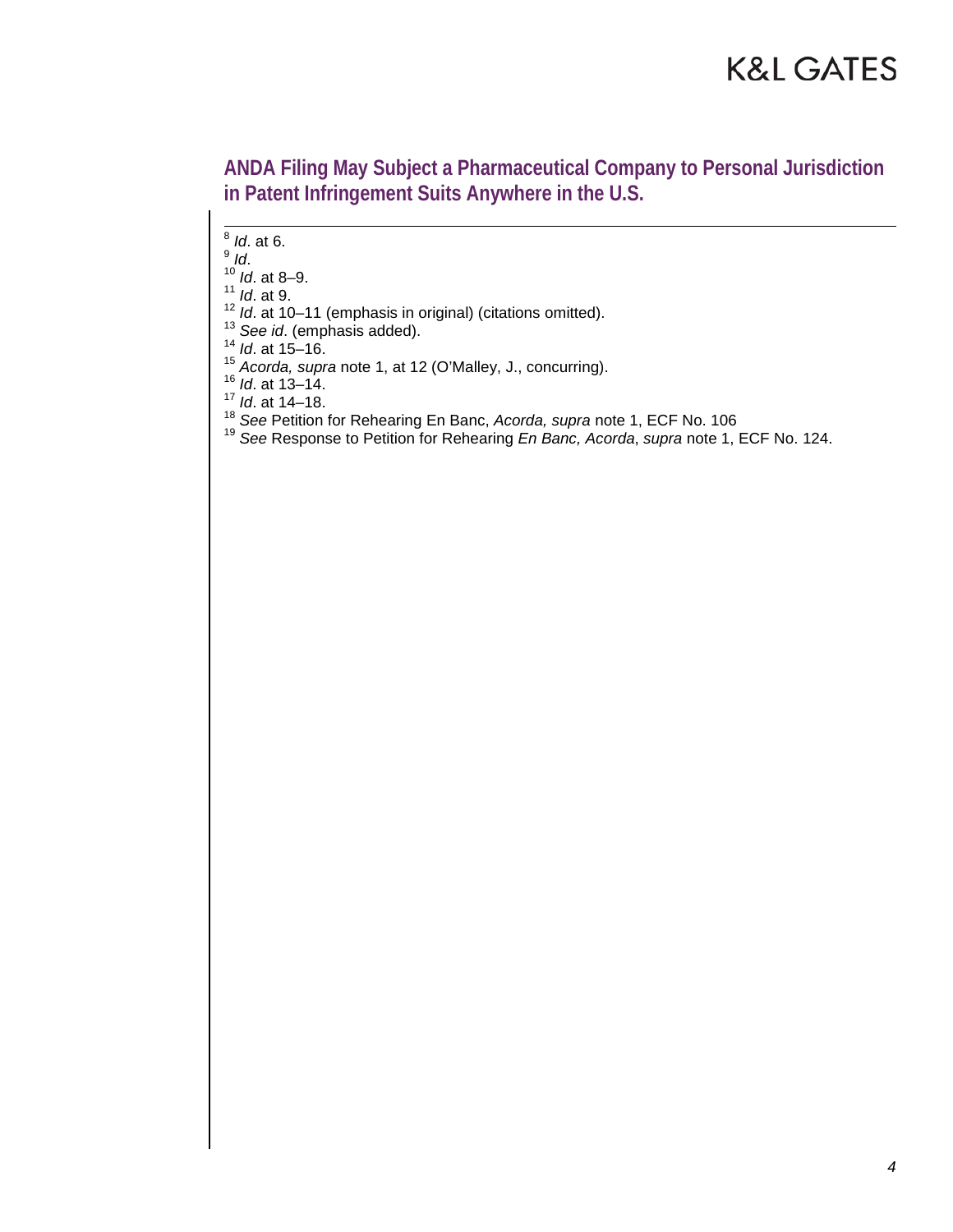[8] *Id*. at 6.

[9] *Id*.

[10] *Id*. at 8–9.

[11] *Id*. at 9.

[12] *Id*. at 10–11 (emphasis in original) (citations omitted).

[13] *See id*. (emphasis added).

[14] *Id*. at 15–16.

[15] *Acorda, supra* note 1, at 12 (O'Malley, J., concurring).

[16] *Id*. at 13–14.

[17] *Id*. at 14–18.

[18] *See* Petition for Rehearing En Banc, *Acorda, supra* note 1, ECF No. 106

[19] *See* Response to Petition for Rehearing *En Banc, Acorda*, *supra* note 1, ECF No. 124.